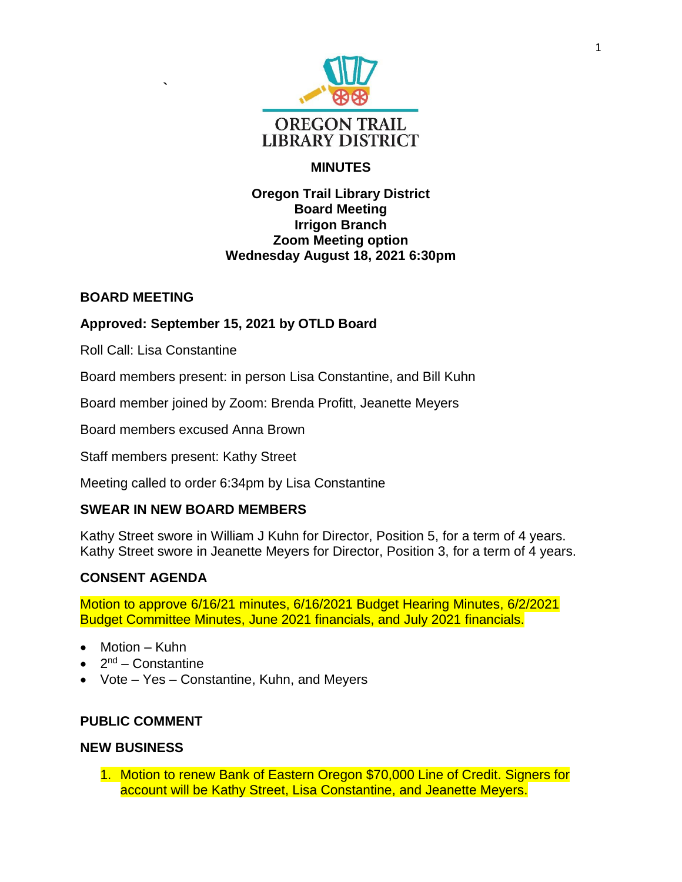OREGON TRAIL
LIBRARY DISTRICT

**MINUTES**

**Oregon Trail Library District**
**Board Meeting**
**Irrigon Branch**
**Zoom Meeting option**
**Wednesday August 18, 2021 6:30pm**

**BOARD MEETING**

**Approved: September 15, 2021 by OTLD Board**

Roll Call: Lisa Constantine

Board members present: in person Lisa Constantine, and Bill Kuhn

Board member joined by Zoom: Brenda Profitt, Jeanette Meyers

Board members excused Anna Brown

Staff members present: Kathy Street

Meeting called to order 6:34pm by Lisa Constantine

**SWEAR IN NEW BOARD MEMBERS**

Kathy Street swore in William J Kuhn for Director, Position 5, for a term of 4 years.
Kathy Street swore in Jeanette Meyers for Director, Position 3, for a term of 4 years.

**CONSENT AGENDA**

Motion to approve 6/16/21 minutes, 6/16/2021 Budget Hearing Minutes, 6/2/2021 Budget Committee Minutes, June 2021 financials, and July 2021 financials.

- Motion – Kuhn
- 2nd – Constantine
- Vote – Yes – Constantine, Kuhn, and Meyers

**PUBLIC COMMENT**

**NEW BUSINESS**

1. Motion to renew Bank of Eastern Oregon $70,000 Line of Credit. Signers for account will be Kathy Street, Lisa Constantine, and Jeanette Meyers.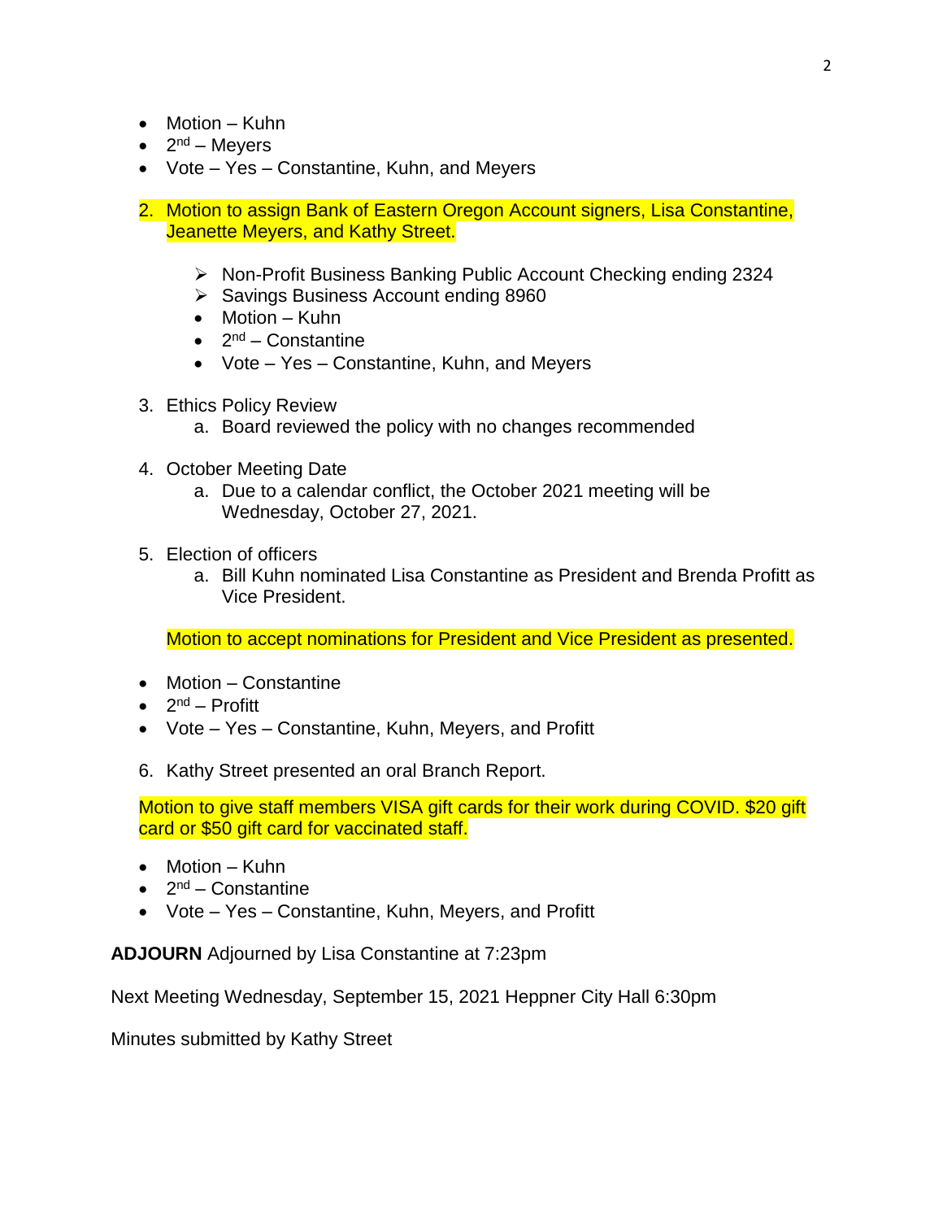- Motion – Kuhn
- 2nd – Meyers
- Vote – Yes – Constantine, Kuhn, and Meyers

2. Motion to assign Bank of Eastern Oregon Account signers, Lisa Constantine, Jeanette Meyers, and Kathy Street.

   - Non-Profit Business Banking Public Account Checking ending 2324
   - Savings Business Account ending 8960
   - Motion – Kuhn
   - 2nd – Constantine
   - Vote – Yes – Constantine, Kuhn, and Meyers

3. Ethics Policy Review
   a. Board reviewed the policy with no changes recommended

4. October Meeting Date
   a. Due to a calendar conflict, the October 2021 meeting will be Wednesday, October 27, 2021.

5. Election of officers
   a. Bill Kuhn nominated Lisa Constantine as President and Brenda Profitt as Vice President.

   Motion to accept nominations for President and Vice President as presented.

- Motion – Constantine
- 2nd – Profitt
- Vote – Yes – Constantine, Kuhn, Meyers, and Profitt

6. Kathy Street presented an oral Branch Report.

Motion to give staff members VISA gift cards for their work during COVID. $20 gift card or $50 gift card for vaccinated staff.

- Motion – Kuhn
- 2nd – Constantine
- Vote – Yes – Constantine, Kuhn, Meyers, and Profitt

**ADJOURN** Adjourned by Lisa Constantine at 7:23pm

Next Meeting Wednesday, September 15, 2021 Heppner City Hall 6:30pm

Minutes submitted by Kathy Street